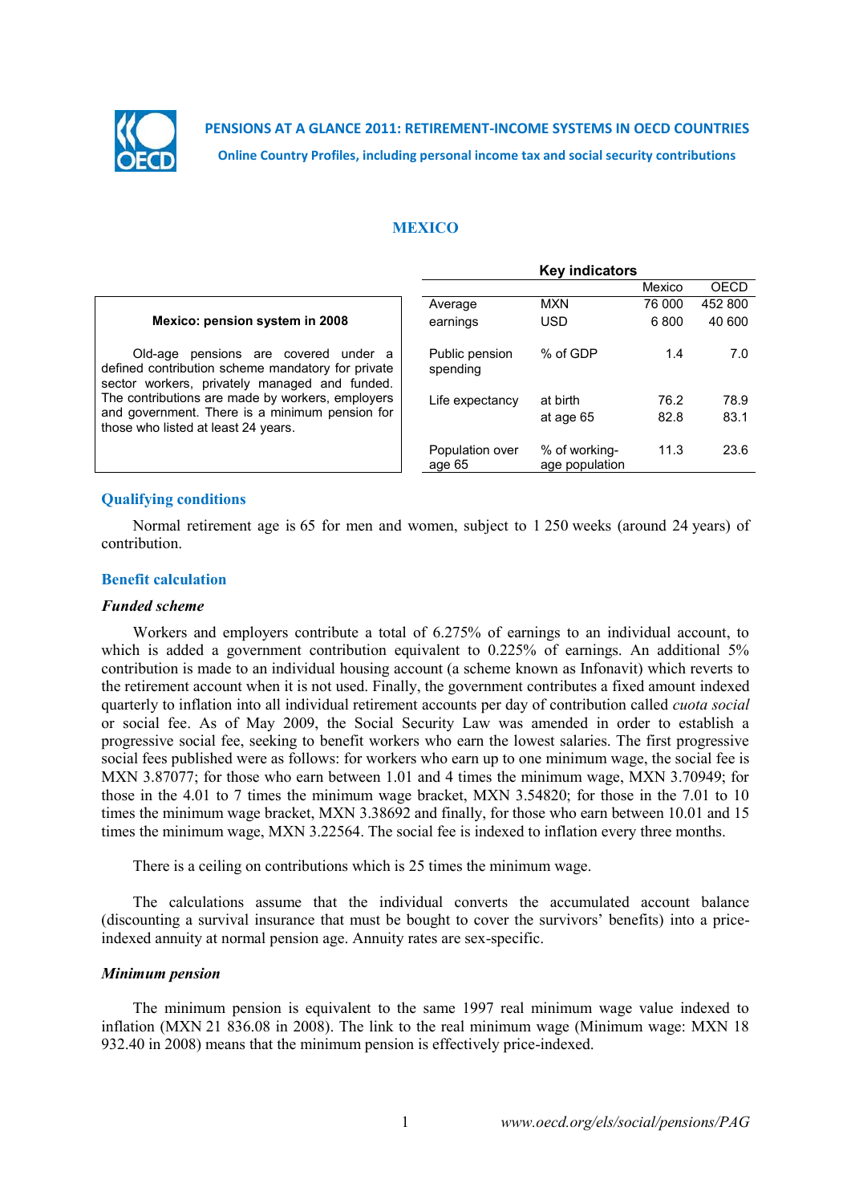**PENSIONS AT A GLANCE 2011: RETIREMENT-INCOME SYSTEMS IN OECD COUNTRIES**

**Online Country Profiles, including personal income tax and social security contributions**

# MEXICO

**Mexico: pension system in 2008**

Old-age pensions are covered under a defined contribution scheme mandatory for private sector workers, privately managed and funded. The contributions are made by workers, employers and government. There is a minimum pension for those who listed at least 24 years.

**Key indicators**

| | | Mexico | OECD |
|---|---|---|---|
| Average earnings | MXN | 76 000 | 452 800 |
| | USD | 6 800 | 40 600 |
| Public pension spending | % of GDP | 1.4 | 7.0 |
| Life expectancy | at birth | 76.2 | 78.9 |
| | at age 65 | 82.8 | 83.1 |
| Population over age 65 | % of working-age population | 11.3 | 23.6 |

## Qualifying conditions

Normal retirement age is 65 for men and women, subject to 1 250 weeks (around 24 years) of contribution.

## Benefit calculation

### *Funded scheme*

Workers and employers contribute a total of 6.275% of earnings to an individual account, to which is added a government contribution equivalent to 0.225% of earnings. An additional 5% contribution is made to an individual housing account (a scheme known as Infonavit) which reverts to the retirement account when it is not used. Finally, the government contributes a fixed amount indexed quarterly to inflation into all individual retirement accounts per day of contribution called *cuota social* or social fee. As of May 2009, the Social Security Law was amended in order to establish a progressive social fee, seeking to benefit workers who earn the lowest salaries. The first progressive social fees published were as follows: for workers who earn up to one minimum wage, the social fee is MXN 3.87077; for those who earn between 1.01 and 4 times the minimum wage, MXN 3.70949; for those in the 4.01 to 7 times the minimum wage bracket, MXN 3.54820; for those in the 7.01 to 10 times the minimum wage bracket, MXN 3.38692 and finally, for those who earn between 10.01 and 15 times the minimum wage, MXN 3.22564. The social fee is indexed to inflation every three months.

There is a ceiling on contributions which is 25 times the minimum wage.

The calculations assume that the individual converts the accumulated account balance (discounting a survival insurance that must be bought to cover the survivors' benefits) into a price-indexed annuity at normal pension age. Annuity rates are sex-specific.

### *Minimum pension*

The minimum pension is equivalent to the same 1997 real minimum wage value indexed to inflation (MXN 21 836.08 in 2008). The link to the real minimum wage (Minimum wage: MXN 18 932.40 in 2008) means that the minimum pension is effectively price-indexed.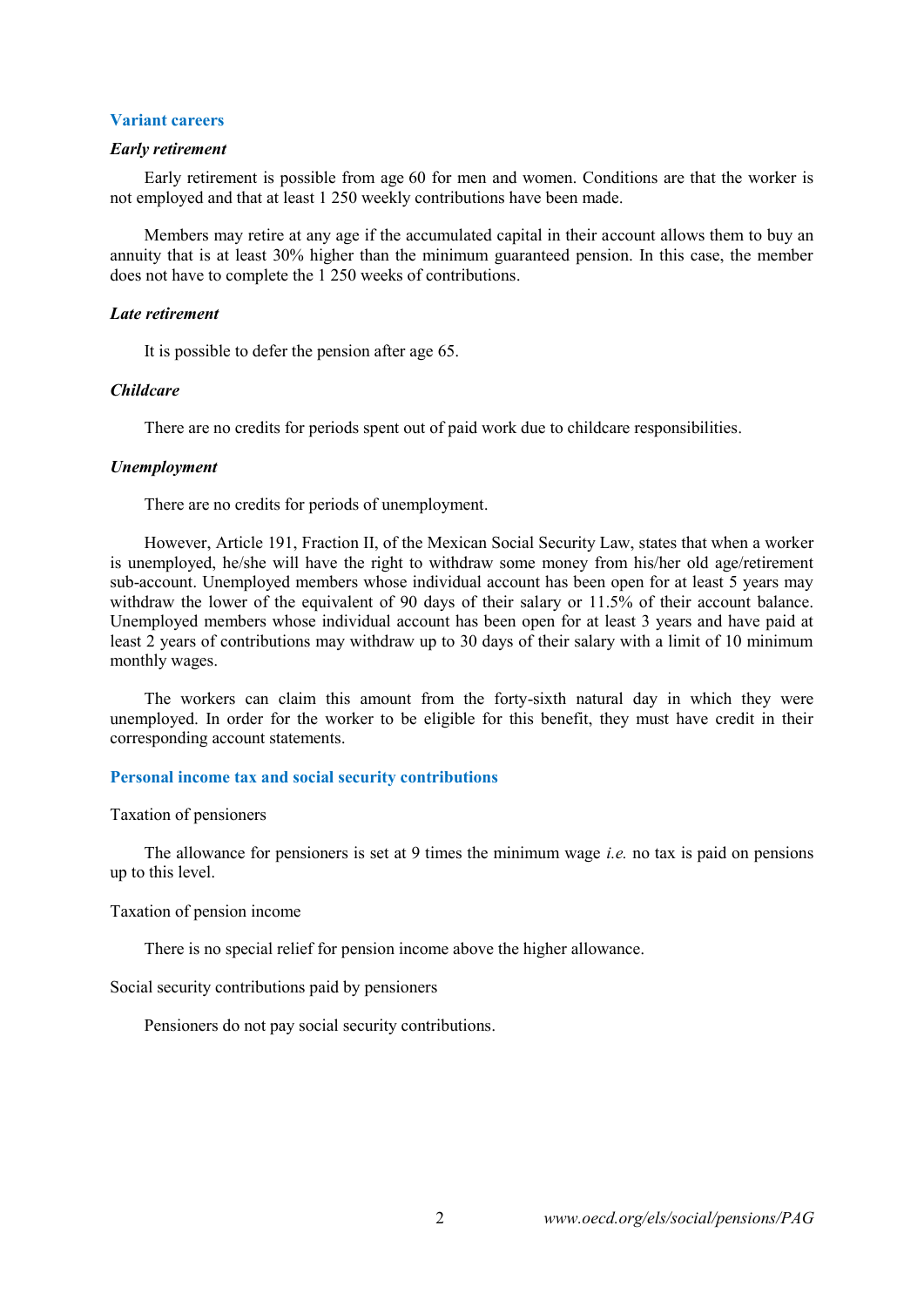## Variant careers

### *Early retirement*

Early retirement is possible from age 60 for men and women. Conditions are that the worker is not employed and that at least 1 250 weekly contributions have been made.

Members may retire at any age if the accumulated capital in their account allows them to buy an annuity that is at least 30% higher than the minimum guaranteed pension. In this case, the member does not have to complete the 1 250 weeks of contributions.

### *Late retirement*

It is possible to defer the pension after age 65.

### *Childcare*

There are no credits for periods spent out of paid work due to childcare responsibilities.

### *Unemployment*

There are no credits for periods of unemployment.

However, Article 191, Fraction II, of the Mexican Social Security Law, states that when a worker is unemployed, he/she will have the right to withdraw some money from his/her old age/retirement sub-account. Unemployed members whose individual account has been open for at least 5 years may withdraw the lower of the equivalent of 90 days of their salary or 11.5% of their account balance. Unemployed members whose individual account has been open for at least 3 years and have paid at least 2 years of contributions may withdraw up to 30 days of their salary with a limit of 10 minimum monthly wages.

The workers can claim this amount from the forty-sixth natural day in which they were unemployed. In order for the worker to be eligible for this benefit, they must have credit in their corresponding account statements.

## Personal income tax and social security contributions

Taxation of pensioners

The allowance for pensioners is set at 9 times the minimum wage *i.e.* no tax is paid on pensions up to this level.

Taxation of pension income

There is no special relief for pension income above the higher allowance.

Social security contributions paid by pensioners

Pensioners do not pay social security contributions.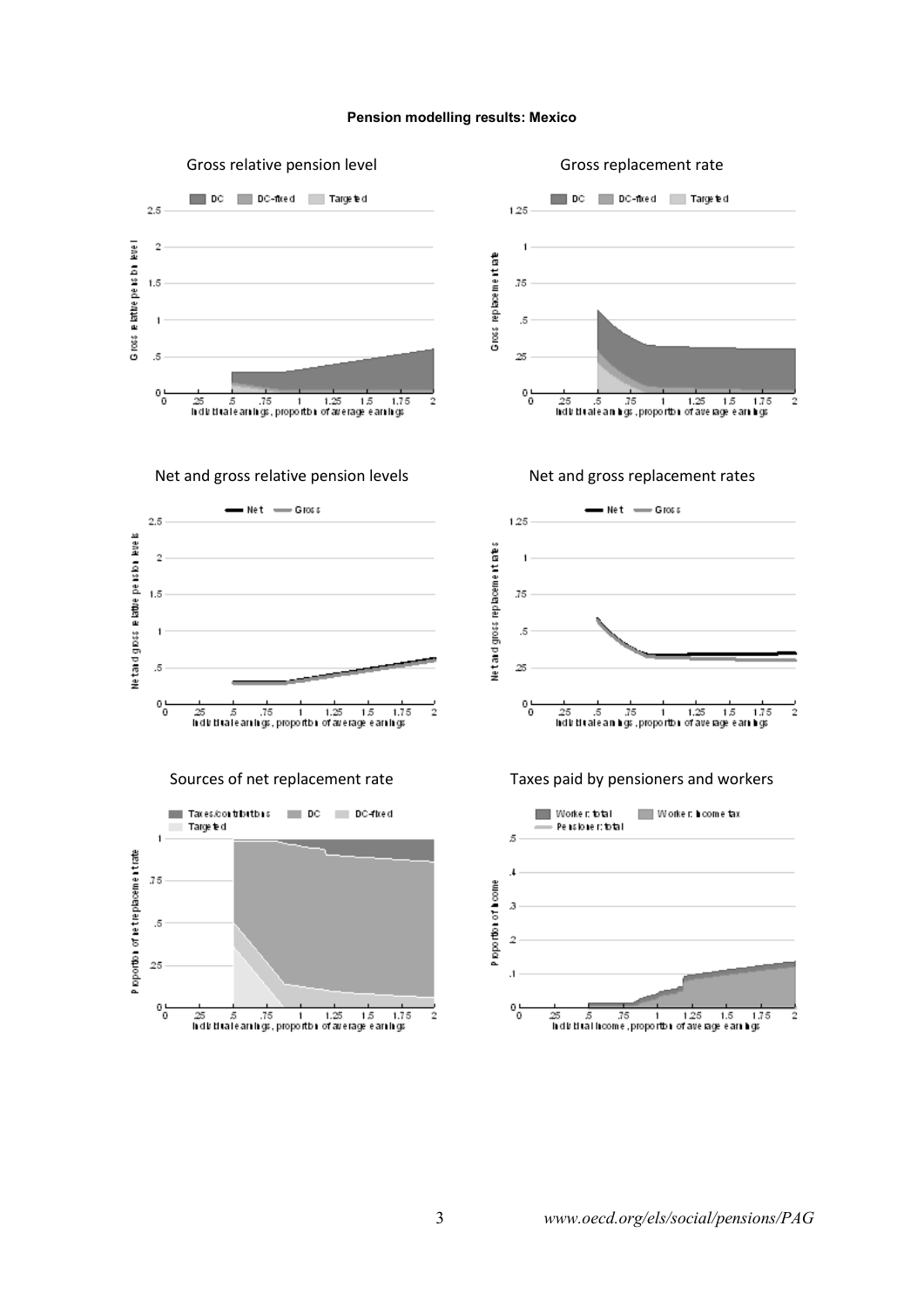**Pension modelling results: Mexico**

Gross relative pension level

Gross replacement rate

Net and gross relative pension levels

Net and gross replacement rates

Sources of net replacement rate

Taxes paid by pensioners and workers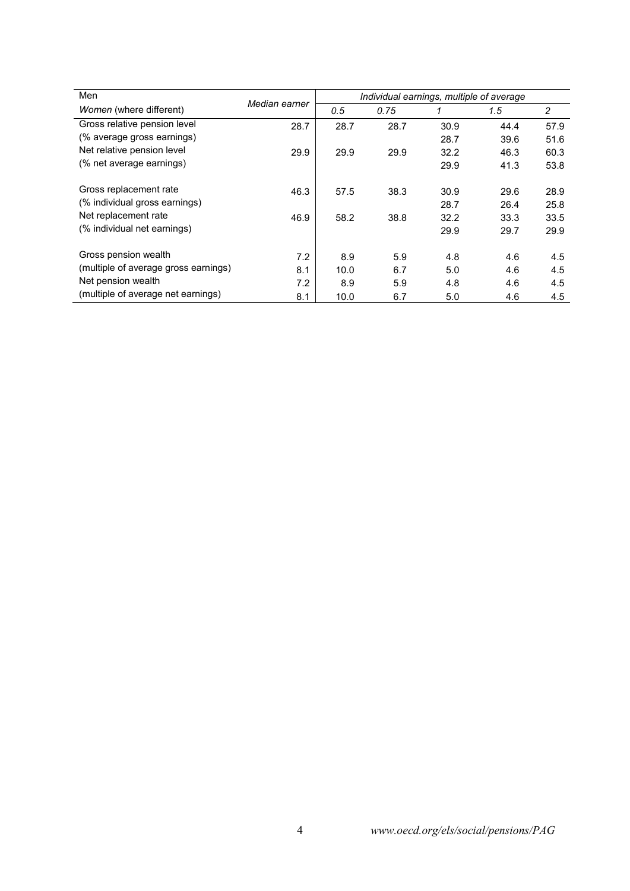| Men<br>*Women* (where different) | *Median earner* | *Individual earnings, multiple of average* | | | | |
|---|---|---|---|---|---|---|
| | | *0.5* | *0.75* | *1* | *1.5* | *2* |
| Gross relative pension level | 28.7 | 28.7 | 28.7 | 30.9 | 44.4 | 57.9 |
| (% average gross earnings) | | | | 28.7 | 39.6 | 51.6 |
| Net relative pension level | 29.9 | 29.9 | 29.9 | 32.2 | 46.3 | 60.3 |
| (% net average earnings) | | | | 29.9 | 41.3 | 53.8 |
| Gross replacement rate | 46.3 | 57.5 | 38.3 | 30.9 | 29.6 | 28.9 |
| (% individual gross earnings) | | | | 28.7 | 26.4 | 25.8 |
| Net replacement rate | 46.9 | 58.2 | 38.8 | 32.2 | 33.3 | 33.5 |
| (% individual net earnings) | | | | 29.9 | 29.7 | 29.9 |
| Gross pension wealth | 7.2 | 8.9 | 5.9 | 4.8 | 4.6 | 4.5 |
| (multiple of average gross earnings) | 8.1 | 10.0 | 6.7 | 5.0 | 4.6 | 4.5 |
| Net pension wealth | 7.2 | 8.9 | 5.9 | 4.8 | 4.6 | 4.5 |
| (multiple of average net earnings) | 8.1 | 10.0 | 6.7 | 5.0 | 4.6 | 4.5 |